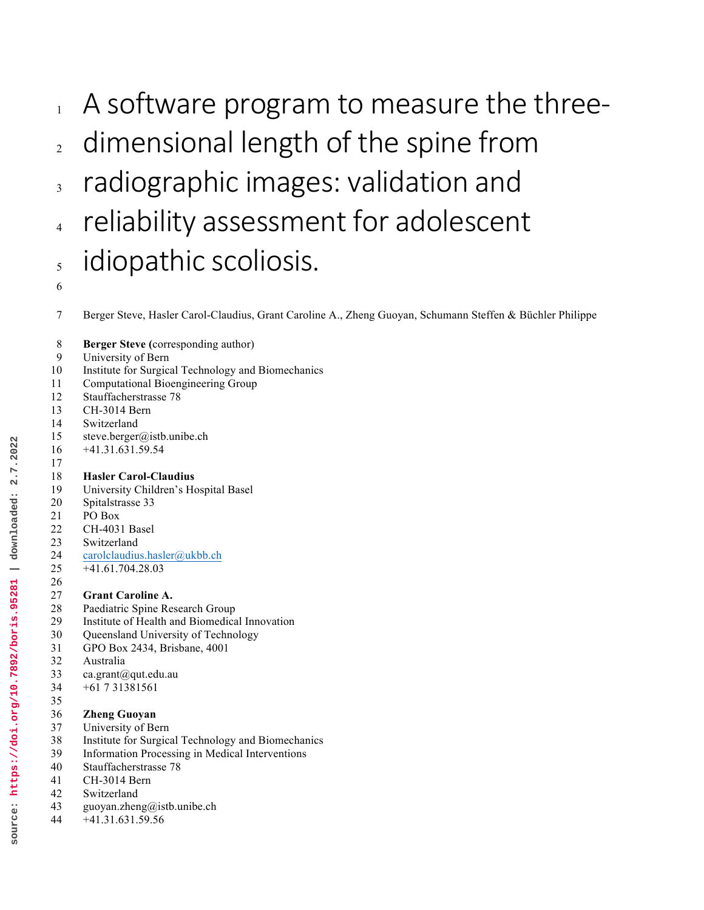# A software program to measure the three-dimensional length of the spine from radiographic images: validation and reliability assessment for adolescent idiopathic scoliosis.

Berger Steve, Hasler Carol-Claudius, Grant Caroline A., Zheng Guoyan, Schumann Steffen & Büchler Philippe

**Berger Steve** (corresponding author)
University of Bern
Institute for Surgical Technology and Biomechanics
Computational Bioengineering Group
Stauffacherstrasse 78
CH-3014 Bern
Switzerland
steve.berger@istb.unibe.ch
+41.31.631.59.54

**Hasler Carol-Claudius**
University Children's Hospital Basel
Spitalstrasse 33
PO Box
CH-4031 Basel
Switzerland
carolclaudius.hasler@ukbb.ch
+41.61.704.28.03

**Grant Caroline A.**
Paediatric Spine Research Group
Institute of Health and Biomedical Innovation
Queensland University of Technology
GPO Box 2434, Brisbane, 4001
Australia
ca.grant@qut.edu.au
+61 7 31381561

**Zheng Guoyan**
University of Bern
Institute for Surgical Technology and Biomechanics
Information Processing in Medical Interventions
Stauffacherstrasse 78
CH-3014 Bern
Switzerland
guoyan.zheng@istb.unibe.ch
+41.31.631.59.56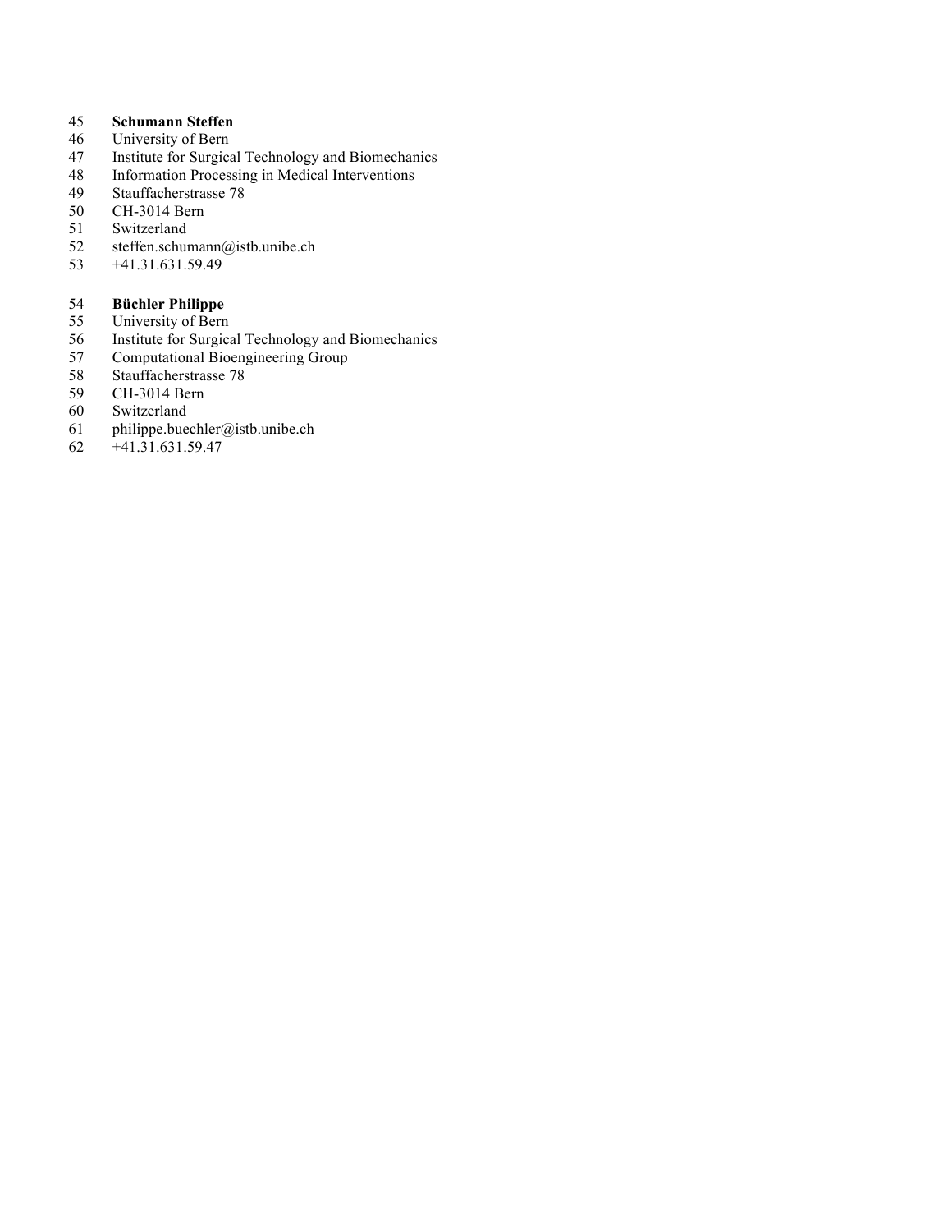**Schumann Steffen**
University of Bern
Institute for Surgical Technology and Biomechanics
Information Processing in Medical Interventions
Stauffacherstrasse 78
CH-3014 Bern
Switzerland
steffen.schumann@istb.unibe.ch
+41.31.631.59.49

**Büchler Philippe**
University of Bern
Institute for Surgical Technology and Biomechanics
Computational Bioengineering Group
Stauffacherstrasse 78
CH-3014 Bern
Switzerland
philippe.buechler@istb.unibe.ch
+41.31.631.59.47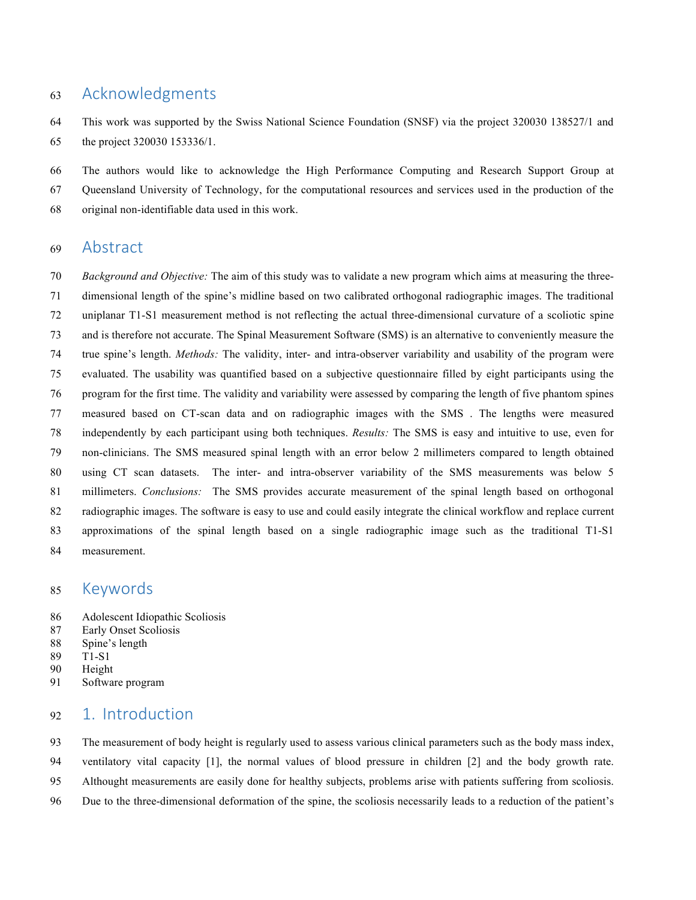## Acknowledgments

This work was supported by the Swiss National Science Foundation (SNSF) via the project 320030 138527/1 and the project 320030 153336/1.

The authors would like to acknowledge the High Performance Computing and Research Support Group at Queensland University of Technology, for the computational resources and services used in the production of the original non-identifiable data used in this work.

## Abstract

*Background and Objective:* The aim of this study was to validate a new program which aims at measuring the three-dimensional length of the spine's midline based on two calibrated orthogonal radiographic images. The traditional uniplanar T1-S1 measurement method is not reflecting the actual three-dimensional curvature of a scoliotic spine and is therefore not accurate. The Spinal Measurement Software (SMS) is an alternative to conveniently measure the true spine's length. *Methods:* The validity, inter- and intra-observer variability and usability of the program were evaluated. The usability was quantified based on a subjective questionnaire filled by eight participants using the program for the first time. The validity and variability were assessed by comparing the length of five phantom spines measured based on CT-scan data and on radiographic images with the SMS . The lengths were measured independently by each participant using both techniques. *Results:* The SMS is easy and intuitive to use, even for non-clinicians. The SMS measured spinal length with an error below 2 millimeters compared to length obtained using CT scan datasets. The inter- and intra-observer variability of the SMS measurements was below 5 millimeters. *Conclusions:* The SMS provides accurate measurement of the spinal length based on orthogonal radiographic images. The software is easy to use and could easily integrate the clinical workflow and replace current approximations of the spinal length based on a single radiographic image such as the traditional T1-S1 measurement.

## Keywords

Adolescent Idiopathic Scoliosis
Early Onset Scoliosis
Spine's length
T1-S1
Height
Software program

## 1. Introduction

The measurement of body height is regularly used to assess various clinical parameters such as the body mass index, ventilatory vital capacity [1], the normal values of blood pressure in children [2] and the body growth rate. Althought measurements are easily done for healthy subjects, problems arise with patients suffering from scoliosis. Due to the three-dimensional deformation of the spine, the scoliosis necessarily leads to a reduction of the patient's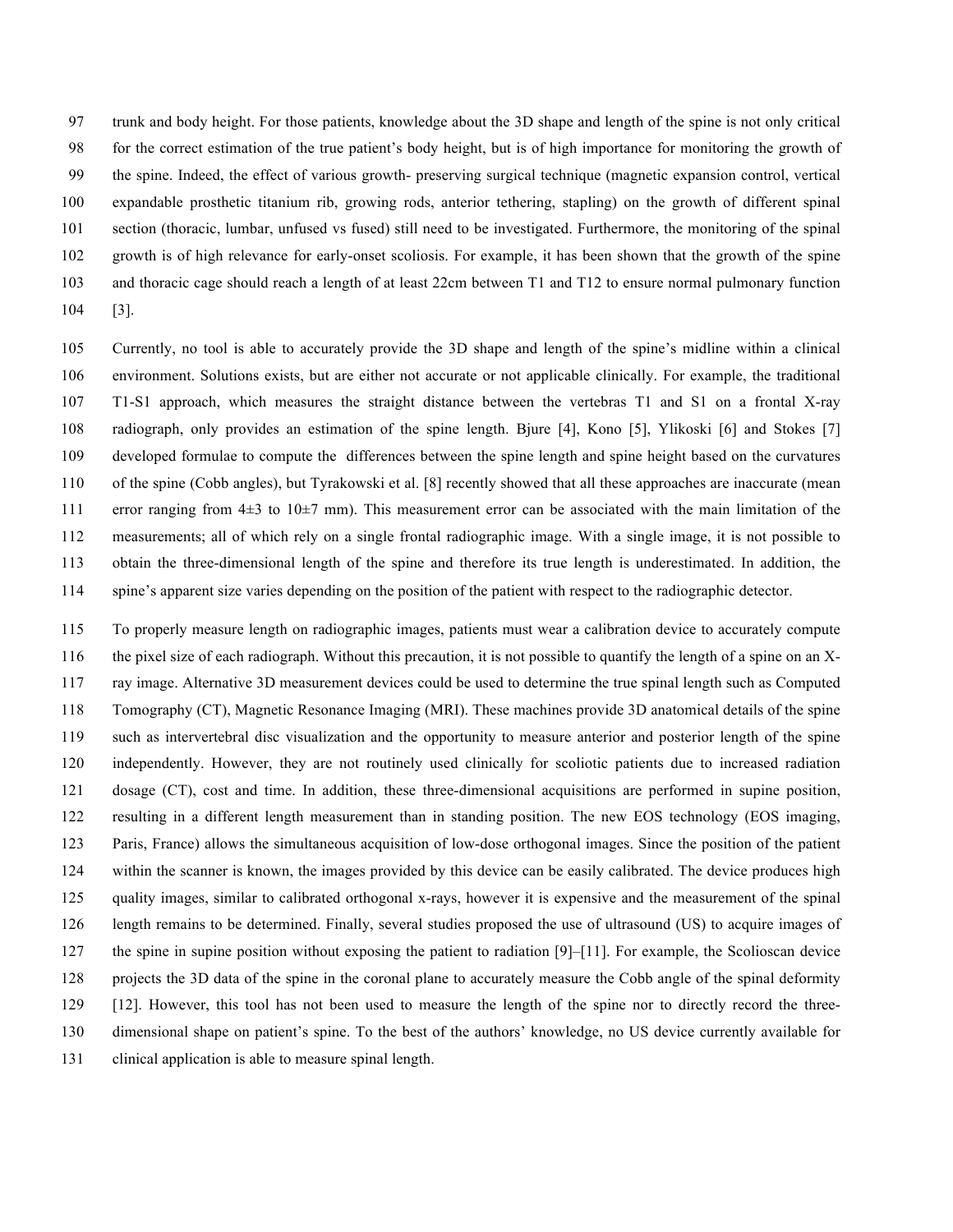trunk and body height. For those patients, knowledge about the 3D shape and length of the spine is not only critical for the correct estimation of the true patient's body height, but is of high importance for monitoring the growth of the spine. Indeed, the effect of various growth- preserving surgical technique (magnetic expansion control, vertical expandable prosthetic titanium rib, growing rods, anterior tethering, stapling) on the growth of different spinal section (thoracic, lumbar, unfused vs fused) still need to be investigated. Furthermore, the monitoring of the spinal growth is of high relevance for early-onset scoliosis. For example, it has been shown that the growth of the spine and thoracic cage should reach a length of at least 22cm between T1 and T12 to ensure normal pulmonary function [3].

Currently, no tool is able to accurately provide the 3D shape and length of the spine's midline within a clinical environment. Solutions exists, but are either not accurate or not applicable clinically. For example, the traditional T1-S1 approach, which measures the straight distance between the vertebras T1 and S1 on a frontal X-ray radiograph, only provides an estimation of the spine length. Bjure [4], Kono [5], Ylikoski [6] and Stokes [7] developed formulae to compute the differences between the spine length and spine height based on the curvatures of the spine (Cobb angles), but Tyrakowski et al. [8] recently showed that all these approaches are inaccurate (mean error ranging from 4±3 to 10±7 mm). This measurement error can be associated with the main limitation of the measurements; all of which rely on a single frontal radiographic image. With a single image, it is not possible to obtain the three-dimensional length of the spine and therefore its true length is underestimated. In addition, the spine's apparent size varies depending on the position of the patient with respect to the radiographic detector.

To properly measure length on radiographic images, patients must wear a calibration device to accurately compute the pixel size of each radiograph. Without this precaution, it is not possible to quantify the length of a spine on an X-ray image. Alternative 3D measurement devices could be used to determine the true spinal length such as Computed Tomography (CT), Magnetic Resonance Imaging (MRI). These machines provide 3D anatomical details of the spine such as intervertebral disc visualization and the opportunity to measure anterior and posterior length of the spine independently. However, they are not routinely used clinically for scoliotic patients due to increased radiation dosage (CT), cost and time. In addition, these three-dimensional acquisitions are performed in supine position, resulting in a different length measurement than in standing position. The new EOS technology (EOS imaging, Paris, France) allows the simultaneous acquisition of low-dose orthogonal images. Since the position of the patient within the scanner is known, the images provided by this device can be easily calibrated. The device produces high quality images, similar to calibrated orthogonal x-rays, however it is expensive and the measurement of the spinal length remains to be determined. Finally, several studies proposed the use of ultrasound (US) to acquire images of the spine in supine position without exposing the patient to radiation [9]–[11]. For example, the Scolioscan device projects the 3D data of the spine in the coronal plane to accurately measure the Cobb angle of the spinal deformity [12]. However, this tool has not been used to measure the length of the spine nor to directly record the three-dimensional shape on patient's spine. To the best of the authors' knowledge, no US device currently available for clinical application is able to measure spinal length.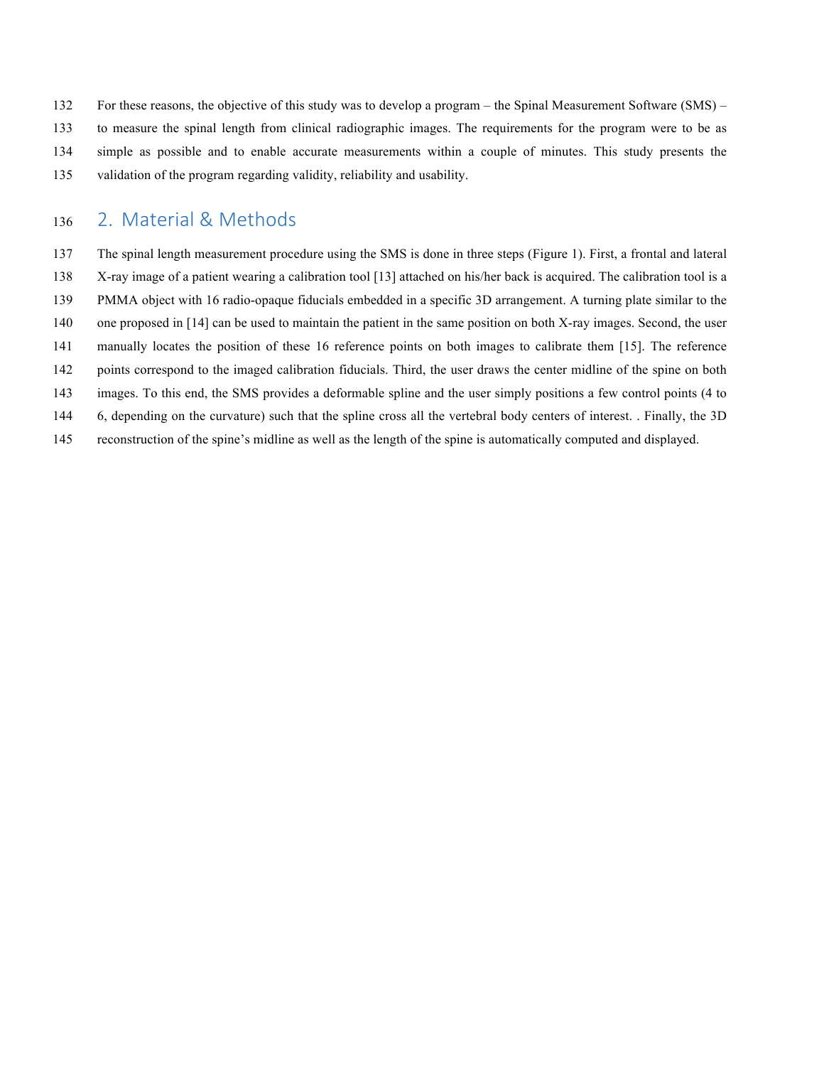For these reasons, the objective of this study was to develop a program – the Spinal Measurement Software (SMS) – to measure the spinal length from clinical radiographic images. The requirements for the program were to be as simple as possible and to enable accurate measurements within a couple of minutes. This study presents the validation of the program regarding validity, reliability and usability.

## 2. Material & Methods

The spinal length measurement procedure using the SMS is done in three steps (Figure 1). First, a frontal and lateral X-ray image of a patient wearing a calibration tool [13] attached on his/her back is acquired. The calibration tool is a PMMA object with 16 radio-opaque fiducials embedded in a specific 3D arrangement. A turning plate similar to the one proposed in [14] can be used to maintain the patient in the same position on both X-ray images. Second, the user manually locates the position of these 16 reference points on both images to calibrate them [15]. The reference points correspond to the imaged calibration fiducials. Third, the user draws the center midline of the spine on both images. To this end, the SMS provides a deformable spline and the user simply positions a few control points (4 to 6, depending on the curvature) such that the spline cross all the vertebral body centers of interest. . Finally, the 3D reconstruction of the spine's midline as well as the length of the spine is automatically computed and displayed.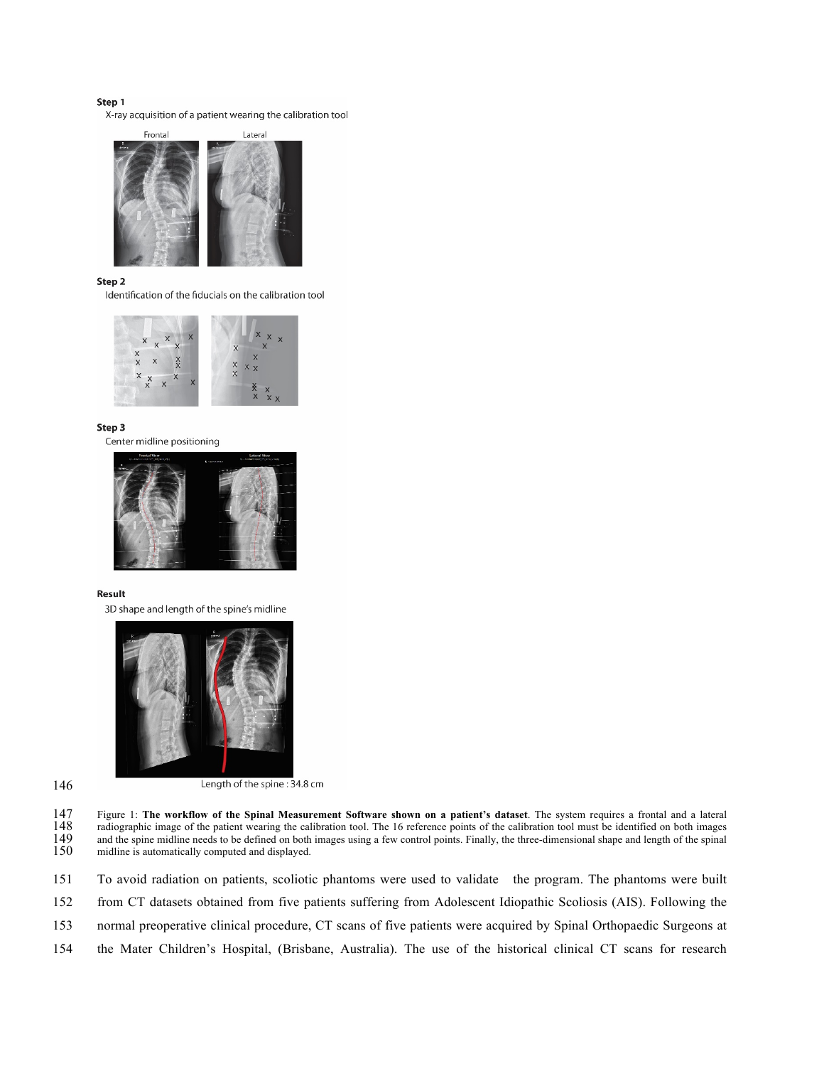**Step 1**

X-ray acquisition of a patient wearing the calibration tool

Frontal Lateral

**Step 2**

Identification of the fiducials on the calibration tool

**Step 3**

Center midline positioning

**Result**

3D shape and length of the spine's midline

Length of the spine : 34.8 cm

Figure 1: **The workflow of the Spinal Measurement Software shown on a patient's dataset**. The system requires a frontal and a lateral radiographic image of the patient wearing the calibration tool. The 16 reference points of the calibration tool must be identified on both images and the spine midline needs to be defined on both images using a few control points. Finally, the three-dimensional shape and length of the spinal midline is automatically computed and displayed.

To avoid radiation on patients, scoliotic phantoms were used to validate the program. The phantoms were built from CT datasets obtained from five patients suffering from Adolescent Idiopathic Scoliosis (AIS). Following the normal preoperative clinical procedure, CT scans of five patients were acquired by Spinal Orthopaedic Surgeons at the Mater Children's Hospital, (Brisbane, Australia). The use of the historical clinical CT scans for research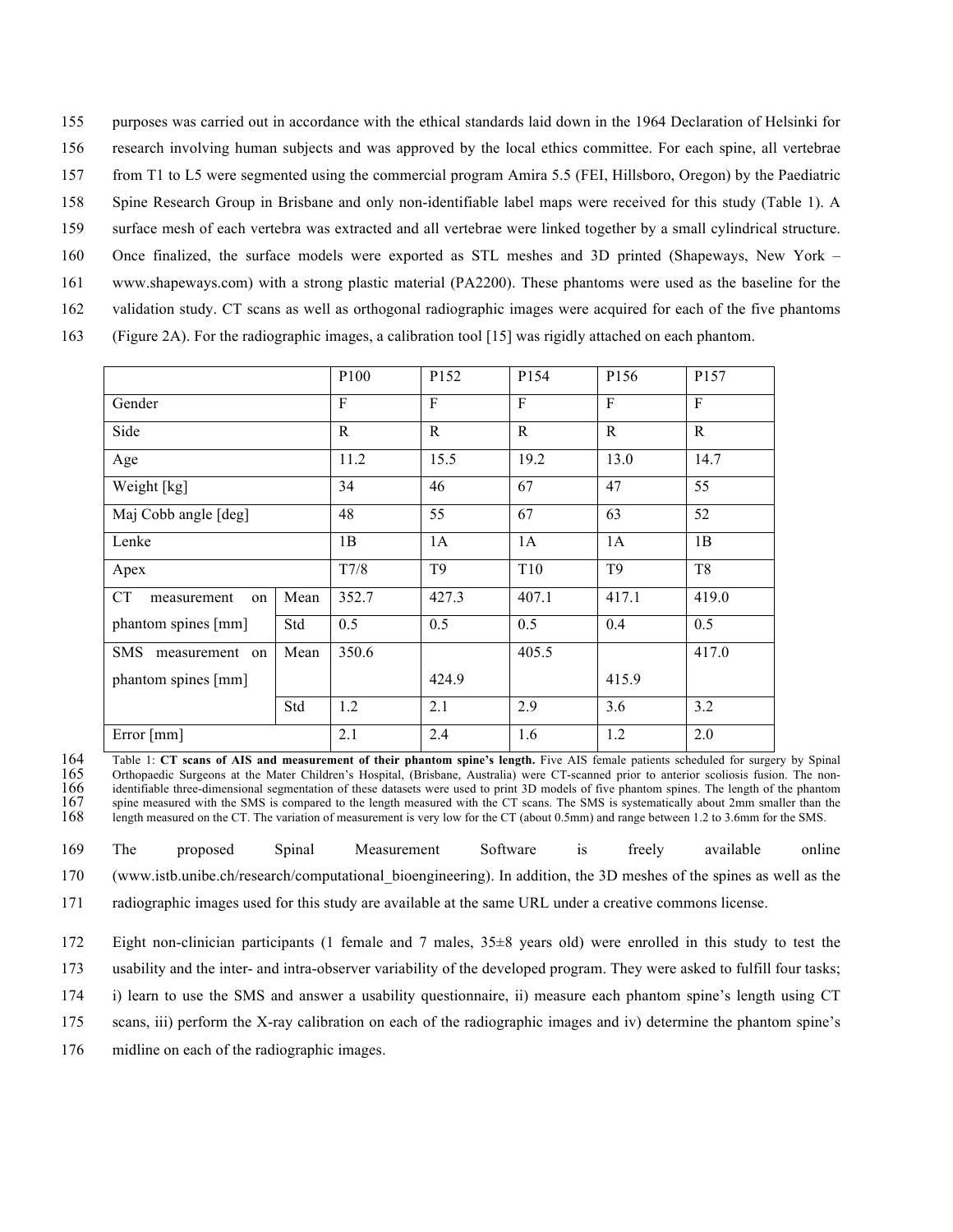purposes was carried out in accordance with the ethical standards laid down in the 1964 Declaration of Helsinki for research involving human subjects and was approved by the local ethics committee. For each spine, all vertebrae from T1 to L5 were segmented using the commercial program Amira 5.5 (FEI, Hillsboro, Oregon) by the Paediatric Spine Research Group in Brisbane and only non-identifiable label maps were received for this study (Table 1). A surface mesh of each vertebra was extracted and all vertebrae were linked together by a small cylindrical structure. Once finalized, the surface models were exported as STL meshes and 3D printed (Shapeways, New York – www.shapeways.com) with a strong plastic material (PA2200). These phantoms were used as the baseline for the validation study. CT scans as well as orthogonal radiographic images were acquired for each of the five phantoms (Figure 2A). For the radiographic images, a calibration tool [15] was rigidly attached on each phantom.

| | | P100 | P152 | P154 | P156 | P157 |
|---|---|---|---|---|---|---|
| Gender | | F | F | F | F | F |
| Side | | R | R | R | R | R |
| Age | | 11.2 | 15.5 | 19.2 | 13.0 | 14.7 |
| Weight [kg] | | 34 | 46 | 67 | 47 | 55 |
| Maj Cobb angle [deg] | | 48 | 55 | 67 | 63 | 52 |
| Lenke | | 1B | 1A | 1A | 1A | 1B |
| Apex | | T7/8 | T9 | T10 | T9 | T8 |
| CT measurement on phantom spines [mm] | Mean | 352.7 | 427.3 | 407.1 | 417.1 | 419.0 |
| | Std | 0.5 | 0.5 | 0.5 | 0.4 | 0.5 |
| SMS measurement on phantom spines [mm] | Mean | 350.6 | 424.9 | 405.5 | 415.9 | 417.0 |
| | Std | 1.2 | 2.1 | 2.9 | 3.6 | 3.2 |
| Error [mm] | | 2.1 | 2.4 | 1.6 | 1.2 | 2.0 |

Table 1: **CT scans of AIS and measurement of their phantom spine's length.** Five AIS female patients scheduled for surgery by Spinal Orthopaedic Surgeons at the Mater Children's Hospital, (Brisbane, Australia) were CT-scanned prior to anterior scoliosis fusion. The non-identifiable three-dimensional segmentation of these datasets were used to print 3D models of five phantom spines. The length of the phantom spine measured with the SMS is compared to the length measured with the CT scans. The SMS is systematically about 2mm smaller than the length measured on the CT. The variation of measurement is very low for the CT (about 0.5mm) and range between 1.2 to 3.6mm for the SMS.

The proposed Spinal Measurement Software is freely available online (www.istb.unibe.ch/research/computational_bioengineering). In addition, the 3D meshes of the spines as well as the radiographic images used for this study are available at the same URL under a creative commons license.

Eight non-clinician participants (1 female and 7 males, 35±8 years old) were enrolled in this study to test the usability and the inter- and intra-observer variability of the developed program. They were asked to fulfill four tasks; i) learn to use the SMS and answer a usability questionnaire, ii) measure each phantom spine's length using CT scans, iii) perform the X-ray calibration on each of the radiographic images and iv) determine the phantom spine's midline on each of the radiographic images.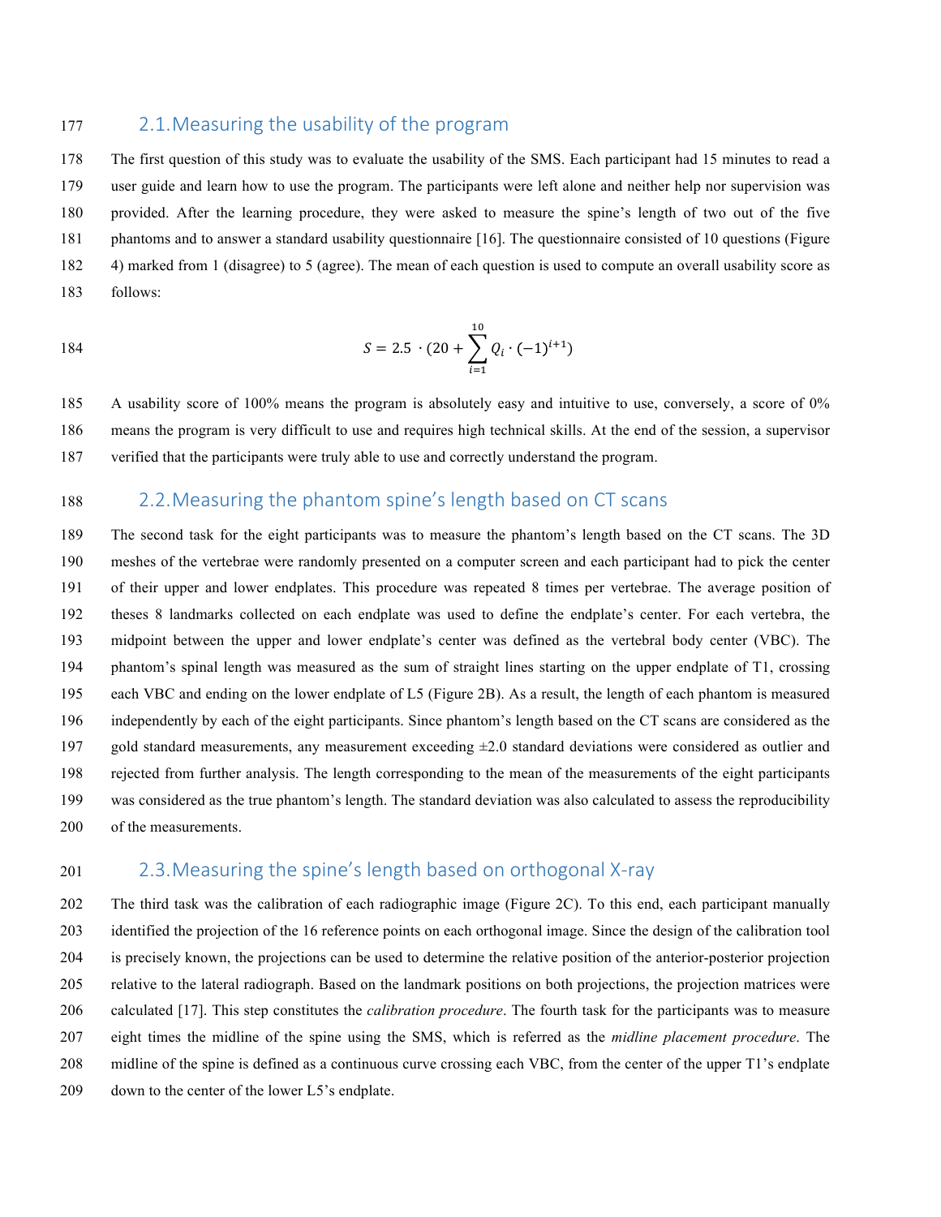## 2.1. Measuring the usability of the program

The first question of this study was to evaluate the usability of the SMS. Each participant had 15 minutes to read a user guide and learn how to use the program. The participants were left alone and neither help nor supervision was provided. After the learning procedure, they were asked to measure the spine's length of two out of the five phantoms and to answer a standard usability questionnaire [16]. The questionnaire consisted of 10 questions (Figure 4) marked from 1 (disagree) to 5 (agree). The mean of each question is used to compute an overall usability score as follows:

$$S = 2.5 \cdot (20 + \sum_{i=1}^{10} Q_i \cdot (-1)^{i+1})$$

A usability score of 100% means the program is absolutely easy and intuitive to use, conversely, a score of 0% means the program is very difficult to use and requires high technical skills. At the end of the session, a supervisor verified that the participants were truly able to use and correctly understand the program.

## 2.2. Measuring the phantom spine's length based on CT scans

The second task for the eight participants was to measure the phantom's length based on the CT scans. The 3D meshes of the vertebrae were randomly presented on a computer screen and each participant had to pick the center of their upper and lower endplates. This procedure was repeated 8 times per vertebrae. The average position of theses 8 landmarks collected on each endplate was used to define the endplate's center. For each vertebra, the midpoint between the upper and lower endplate's center was defined as the vertebral body center (VBC). The phantom's spinal length was measured as the sum of straight lines starting on the upper endplate of T1, crossing each VBC and ending on the lower endplate of L5 (Figure 2B). As a result, the length of each phantom is measured independently by each of the eight participants. Since phantom's length based on the CT scans are considered as the gold standard measurements, any measurement exceeding ±2.0 standard deviations were considered as outlier and rejected from further analysis. The length corresponding to the mean of the measurements of the eight participants was considered as the true phantom's length. The standard deviation was also calculated to assess the reproducibility of the measurements.

## 2.3. Measuring the spine's length based on orthogonal X-ray

The third task was the calibration of each radiographic image (Figure 2C). To this end, each participant manually identified the projection of the 16 reference points on each orthogonal image. Since the design of the calibration tool is precisely known, the projections can be used to determine the relative position of the anterior-posterior projection relative to the lateral radiograph. Based on the landmark positions on both projections, the projection matrices were calculated [17]. This step constitutes the *calibration procedure*. The fourth task for the participants was to measure eight times the midline of the spine using the SMS, which is referred as the *midline placement procedure*. The midline of the spine is defined as a continuous curve crossing each VBC, from the center of the upper T1's endplate down to the center of the lower L5's endplate.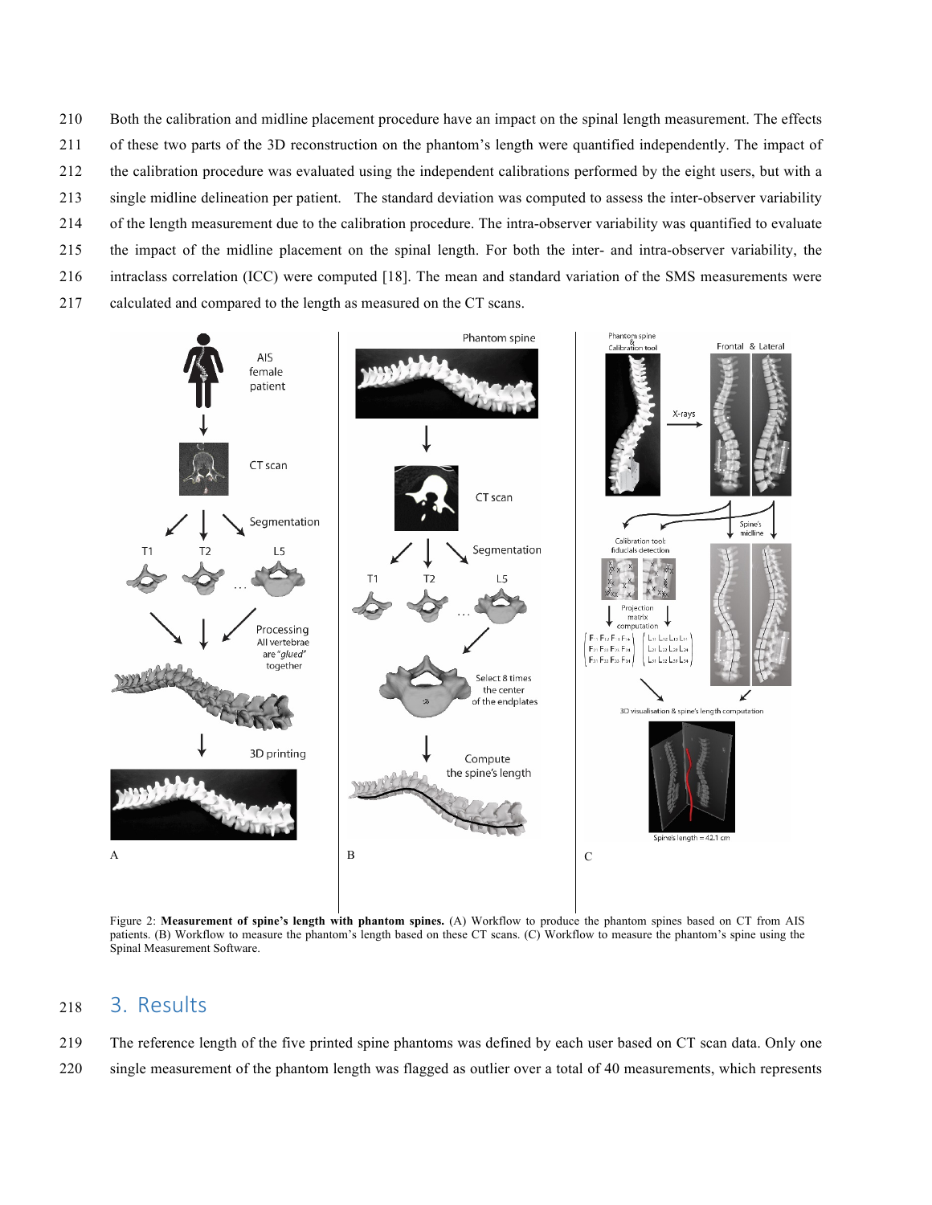Both the calibration and midline placement procedure have an impact on the spinal length measurement. The effects of these two parts of the 3D reconstruction on the phantom's length were quantified independently. The impact of the calibration procedure was evaluated using the independent calibrations performed by the eight users, but with a single midline delineation per patient. The standard deviation was computed to assess the inter-observer variability of the length measurement due to the calibration procedure. The intra-observer variability was quantified to evaluate the impact of the midline placement on the spinal length. For both the inter- and intra-observer variability, the intraclass correlation (ICC) were computed [18]. The mean and standard variation of the SMS measurements were calculated and compared to the length as measured on the CT scans.

Figure 2: **Measurement of spine's length with phantom spines.** (A) Workflow to produce the phantom spines based on CT from AIS patients. (B) Workflow to measure the phantom's length based on these CT scans. (C) Workflow to measure the phantom's spine using the Spinal Measurement Software.

## 3. Results

The reference length of the five printed spine phantoms was defined by each user based on CT scan data. Only one single measurement of the phantom length was flagged as outlier over a total of 40 measurements, which represents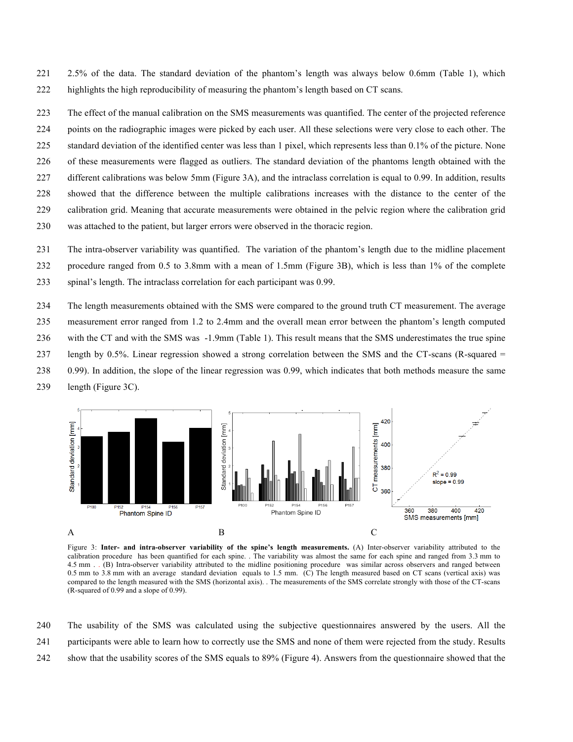2.5% of the data. The standard deviation of the phantom's length was always below 0.6mm (Table 1), which highlights the high reproducibility of measuring the phantom's length based on CT scans.

The effect of the manual calibration on the SMS measurements was quantified. The center of the projected reference points on the radiographic images were picked by each user. All these selections were very close to each other. The standard deviation of the identified center was less than 1 pixel, which represents less than 0.1% of the picture. None of these measurements were flagged as outliers. The standard deviation of the phantoms length obtained with the different calibrations was below 5mm (Figure 3A), and the intraclass correlation is equal to 0.99. In addition, results showed that the difference between the multiple calibrations increases with the distance to the center of the calibration grid. Meaning that accurate measurements were obtained in the pelvic region where the calibration grid was attached to the patient, but larger errors were observed in the thoracic region.

The intra-observer variability was quantified. The variation of the phantom's length due to the midline placement procedure ranged from 0.5 to 3.8mm with a mean of 1.5mm (Figure 3B), which is less than 1% of the complete spinal's length. The intraclass correlation for each participant was 0.99.

The length measurements obtained with the SMS were compared to the ground truth CT measurement. The average measurement error ranged from 1.2 to 2.4mm and the overall mean error between the phantom's length computed with the CT and with the SMS was -1.9mm (Table 1). This result means that the SMS underestimates the true spine length by 0.5%. Linear regression showed a strong correlation between the SMS and the CT-scans (R-squared = 0.99). In addition, the slope of the linear regression was 0.99, which indicates that both methods measure the same length (Figure 3C).

Figure 3: **Inter- and intra-observer variability of the spine's length measurements.** (A) Inter-observer variability attributed to the calibration procedure has been quantified for each spine. . The variability was almost the same for each spine and ranged from 3.3 mm to 4.5 mm . . (B) Intra-observer variability attributed to the midline positioning procedure was similar across observers and ranged between 0.5 mm to 3.8 mm with an average standard deviation equals to 1.5 mm. (C) The length measured based on CT scans (vertical axis) was compared to the length measured with the SMS (horizontal axis). . The measurements of the SMS correlate strongly with those of the CT-scans (R-squared of 0.99 and a slope of 0.99).

The usability of the SMS was calculated using the subjective questionnaires answered by the users. All the participants were able to learn how to correctly use the SMS and none of them were rejected from the study. Results show that the usability scores of the SMS equals to 89% (Figure 4). Answers from the questionnaire showed that the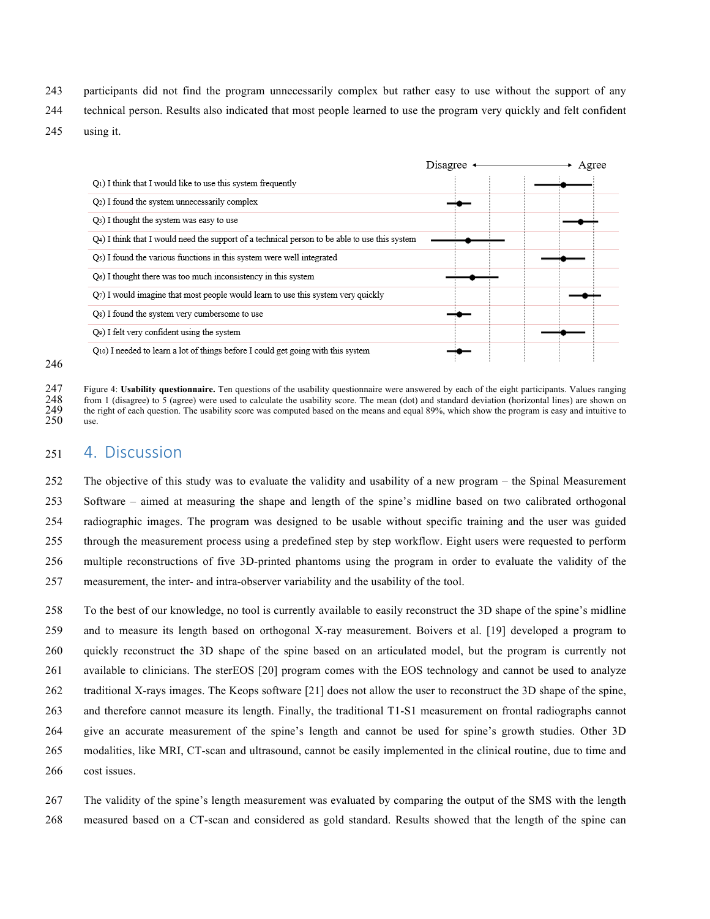participants did not find the program unnecessarily complex but rather easy to use without the support of any technical person. Results also indicated that most people learned to use the program very quickly and felt confident using it.

Disagree ⟷ Agree

Q1) I think that I would like to use this system frequently

Q2) I found the system unnecessarily complex

Q3) I thought the system was easy to use

Q4) I think that I would need the support of a technical person to be able to use this system

Q5) I found the various functions in this system were well integrated

Q6) I thought there was too much inconsistency in this system

Q7) I would imagine that most people would learn to use this system very quickly

Q8) I found the system very cumbersome to use

Q9) I felt very confident using the system

Q10) I needed to learn a lot of things before I could get going with this system

Figure 4: **Usability questionnaire.** Ten questions of the usability questionnaire were answered by each of the eight participants. Values ranging from 1 (disagree) to 5 (agree) were used to calculate the usability score. The mean (dot) and standard deviation (horizontal lines) are shown on the right of each question. The usability score was computed based on the means and equal 89%, which show the program is easy and intuitive to use.

## 4. Discussion

The objective of this study was to evaluate the validity and usability of a new program – the Spinal Measurement Software – aimed at measuring the shape and length of the spine's midline based on two calibrated orthogonal radiographic images. The program was designed to be usable without specific training and the user was guided through the measurement process using a predefined step by step workflow. Eight users were requested to perform multiple reconstructions of five 3D-printed phantoms using the program in order to evaluate the validity of the measurement, the inter- and intra-observer variability and the usability of the tool.

To the best of our knowledge, no tool is currently available to easily reconstruct the 3D shape of the spine's midline and to measure its length based on orthogonal X-ray measurement. Boivers et al. [19] developed a program to quickly reconstruct the 3D shape of the spine based on an articulated model, but the program is currently not available to clinicians. The sterEOS [20] program comes with the EOS technology and cannot be used to analyze traditional X-rays images. The Keops software [21] does not allow the user to reconstruct the 3D shape of the spine, and therefore cannot measure its length. Finally, the traditional T1-S1 measurement on frontal radiographs cannot give an accurate measurement of the spine's length and cannot be used for spine's growth studies. Other 3D modalities, like MRI, CT-scan and ultrasound, cannot be easily implemented in the clinical routine, due to time and cost issues.

The validity of the spine's length measurement was evaluated by comparing the output of the SMS with the length measured based on a CT-scan and considered as gold standard. Results showed that the length of the spine can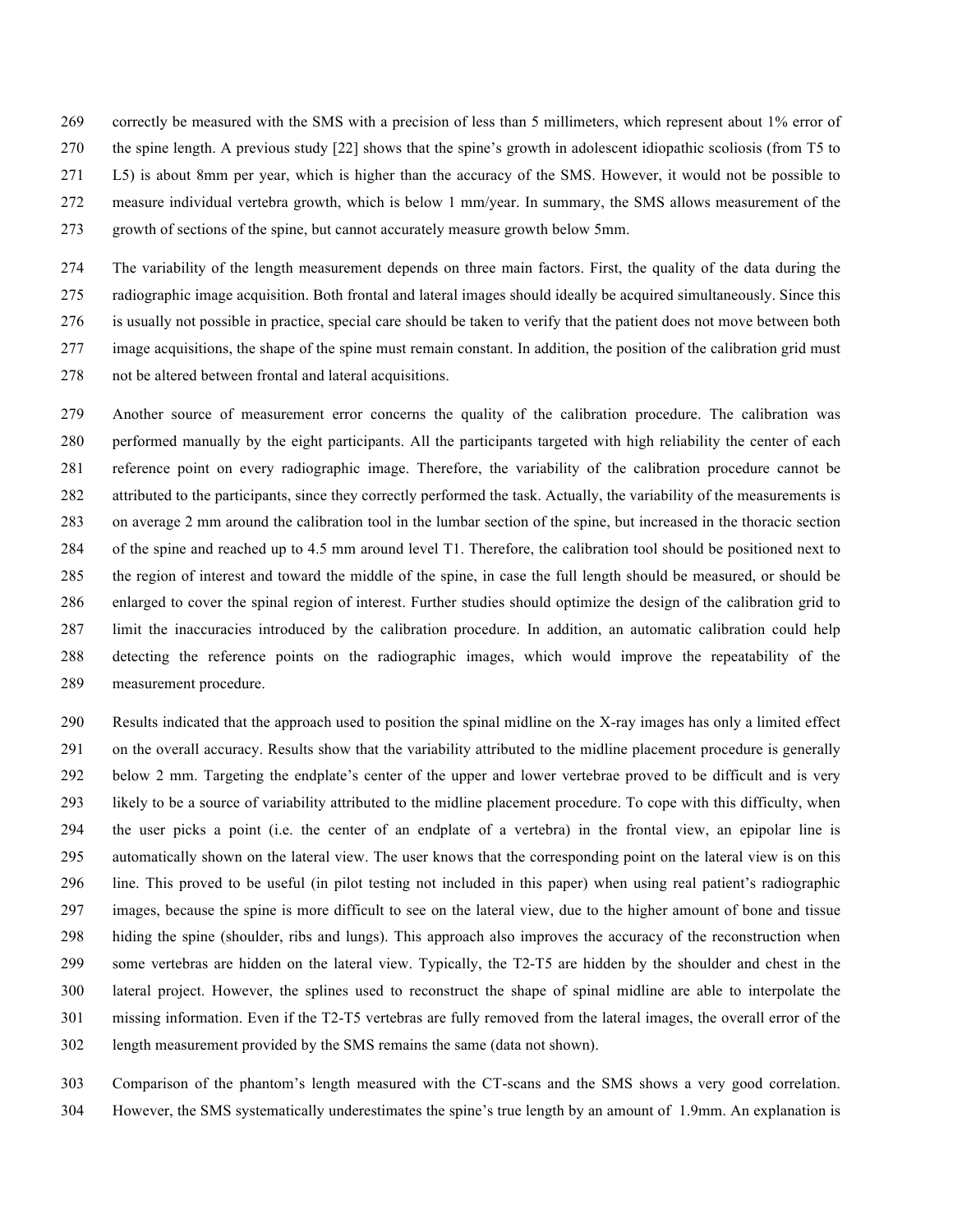correctly be measured with the SMS with a precision of less than 5 millimeters, which represent about 1% error of the spine length. A previous study [22] shows that the spine's growth in adolescent idiopathic scoliosis (from T5 to L5) is about 8mm per year, which is higher than the accuracy of the SMS. However, it would not be possible to measure individual vertebra growth, which is below 1 mm/year. In summary, the SMS allows measurement of the growth of sections of the spine, but cannot accurately measure growth below 5mm.

The variability of the length measurement depends on three main factors. First, the quality of the data during the radiographic image acquisition. Both frontal and lateral images should ideally be acquired simultaneously. Since this is usually not possible in practice, special care should be taken to verify that the patient does not move between both image acquisitions, the shape of the spine must remain constant. In addition, the position of the calibration grid must not be altered between frontal and lateral acquisitions.

Another source of measurement error concerns the quality of the calibration procedure. The calibration was performed manually by the eight participants. All the participants targeted with high reliability the center of each reference point on every radiographic image. Therefore, the variability of the calibration procedure cannot be attributed to the participants, since they correctly performed the task. Actually, the variability of the measurements is on average 2 mm around the calibration tool in the lumbar section of the spine, but increased in the thoracic section of the spine and reached up to 4.5 mm around level T1. Therefore, the calibration tool should be positioned next to the region of interest and toward the middle of the spine, in case the full length should be measured, or should be enlarged to cover the spinal region of interest. Further studies should optimize the design of the calibration grid to limit the inaccuracies introduced by the calibration procedure. In addition, an automatic calibration could help detecting the reference points on the radiographic images, which would improve the repeatability of the measurement procedure.

Results indicated that the approach used to position the spinal midline on the X-ray images has only a limited effect on the overall accuracy. Results show that the variability attributed to the midline placement procedure is generally below 2 mm. Targeting the endplate's center of the upper and lower vertebrae proved to be difficult and is very likely to be a source of variability attributed to the midline placement procedure. To cope with this difficulty, when the user picks a point (i.e. the center of an endplate of a vertebra) in the frontal view, an epipolar line is automatically shown on the lateral view. The user knows that the corresponding point on the lateral view is on this line. This proved to be useful (in pilot testing not included in this paper) when using real patient's radiographic images, because the spine is more difficult to see on the lateral view, due to the higher amount of bone and tissue hiding the spine (shoulder, ribs and lungs). This approach also improves the accuracy of the reconstruction when some vertebras are hidden on the lateral view. Typically, the T2-T5 are hidden by the shoulder and chest in the lateral project. However, the splines used to reconstruct the shape of spinal midline are able to interpolate the missing information. Even if the T2-T5 vertebras are fully removed from the lateral images, the overall error of the length measurement provided by the SMS remains the same (data not shown).

Comparison of the phantom's length measured with the CT-scans and the SMS shows a very good correlation. However, the SMS systematically underestimates the spine's true length by an amount of 1.9mm. An explanation is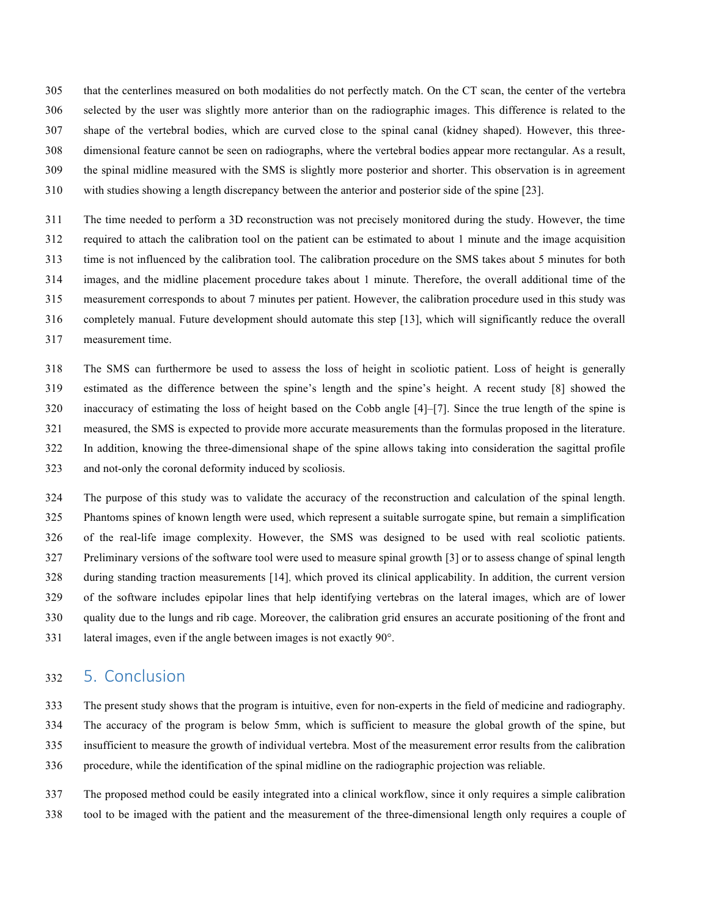that the centerlines measured on both modalities do not perfectly match. On the CT scan, the center of the vertebra selected by the user was slightly more anterior than on the radiographic images. This difference is related to the shape of the vertebral bodies, which are curved close to the spinal canal (kidney shaped). However, this three-dimensional feature cannot be seen on radiographs, where the vertebral bodies appear more rectangular. As a result, the spinal midline measured with the SMS is slightly more posterior and shorter. This observation is in agreement with studies showing a length discrepancy between the anterior and posterior side of the spine [23].

The time needed to perform a 3D reconstruction was not precisely monitored during the study. However, the time required to attach the calibration tool on the patient can be estimated to about 1 minute and the image acquisition time is not influenced by the calibration tool. The calibration procedure on the SMS takes about 5 minutes for both images, and the midline placement procedure takes about 1 minute. Therefore, the overall additional time of the measurement corresponds to about 7 minutes per patient. However, the calibration procedure used in this study was completely manual. Future development should automate this step [13], which will significantly reduce the overall measurement time.

The SMS can furthermore be used to assess the loss of height in scoliotic patient. Loss of height is generally estimated as the difference between the spine's length and the spine's height. A recent study [8] showed the inaccuracy of estimating the loss of height based on the Cobb angle [4]–[7]. Since the true length of the spine is measured, the SMS is expected to provide more accurate measurements than the formulas proposed in the literature. In addition, knowing the three-dimensional shape of the spine allows taking into consideration the sagittal profile and not-only the coronal deformity induced by scoliosis.

The purpose of this study was to validate the accuracy of the reconstruction and calculation of the spinal length. Phantoms spines of known length were used, which represent a suitable surrogate spine, but remain a simplification of the real-life image complexity. However, the SMS was designed to be used with real scoliotic patients. Preliminary versions of the software tool were used to measure spinal growth [3] or to assess change of spinal length during standing traction measurements [14], which proved its clinical applicability. In addition, the current version of the software includes epipolar lines that help identifying vertebras on the lateral images, which are of lower quality due to the lungs and rib cage. Moreover, the calibration grid ensures an accurate positioning of the front and lateral images, even if the angle between images is not exactly 90°.

## 5. Conclusion

The present study shows that the program is intuitive, even for non-experts in the field of medicine and radiography. The accuracy of the program is below 5mm, which is sufficient to measure the global growth of the spine, but insufficient to measure the growth of individual vertebra. Most of the measurement error results from the calibration procedure, while the identification of the spinal midline on the radiographic projection was reliable.

The proposed method could be easily integrated into a clinical workflow, since it only requires a simple calibration tool to be imaged with the patient and the measurement of the three-dimensional length only requires a couple of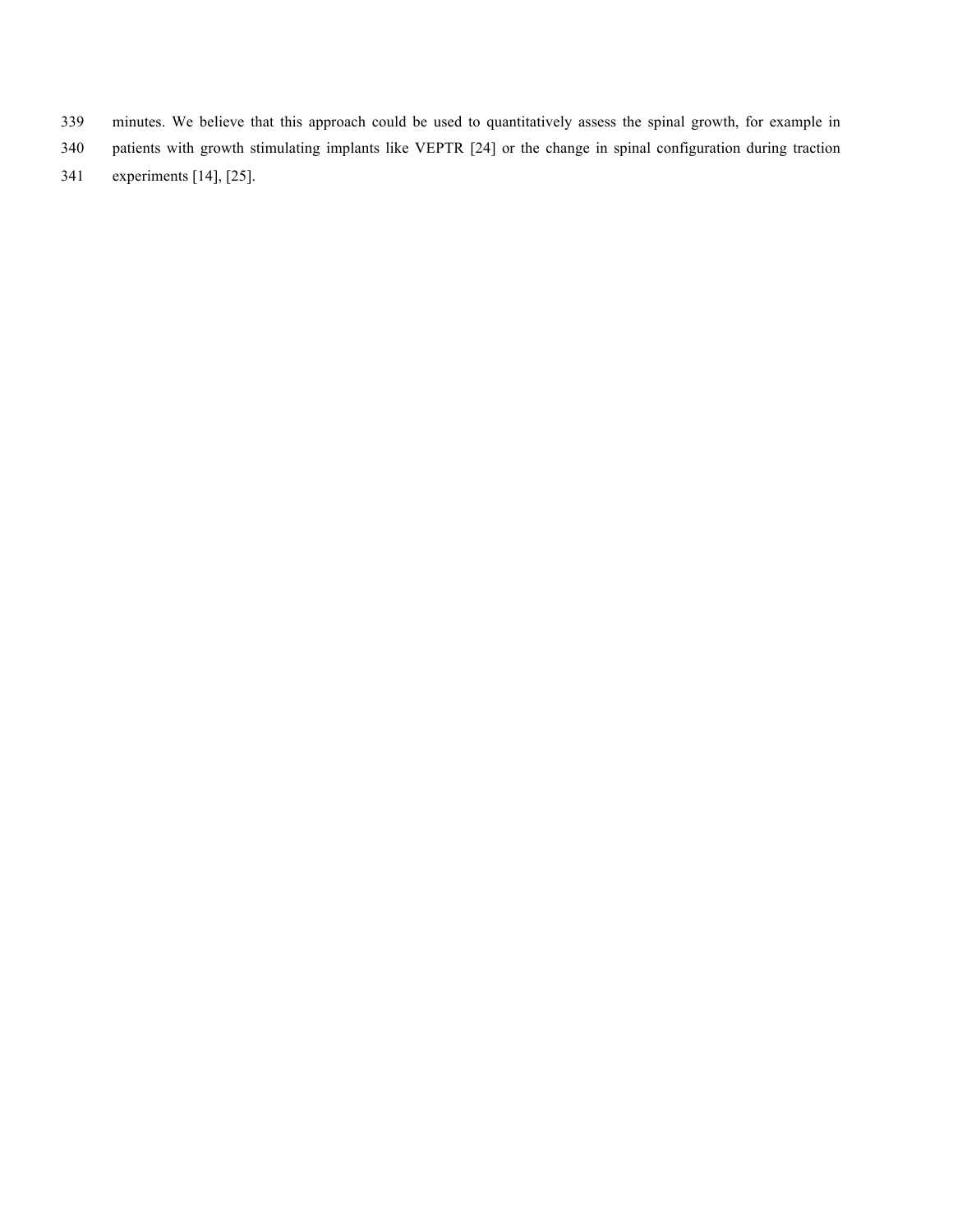minutes. We believe that this approach could be used to quantitatively assess the spinal growth, for example in patients with growth stimulating implants like VEPTR [24] or the change in spinal configuration during traction experiments [14], [25].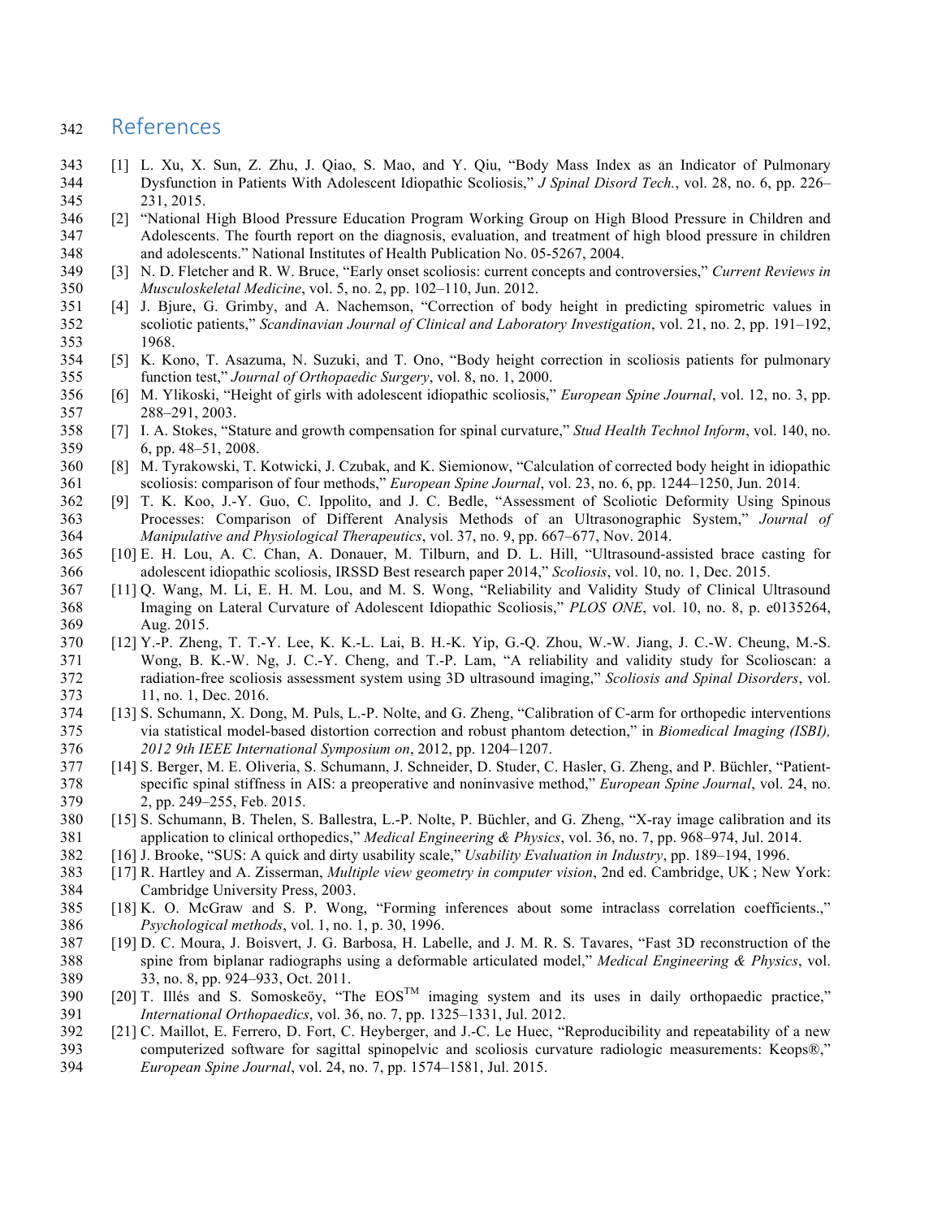## References

[1] L. Xu, X. Sun, Z. Zhu, J. Qiao, S. Mao, and Y. Qiu, "Body Mass Index as an Indicator of Pulmonary Dysfunction in Patients With Adolescent Idiopathic Scoliosis," *J Spinal Disord Tech.*, vol. 28, no. 6, pp. 226–231, 2015.

[2] "National High Blood Pressure Education Program Working Group on High Blood Pressure in Children and Adolescents. The fourth report on the diagnosis, evaluation, and treatment of high blood pressure in children and adolescents." National Institutes of Health Publication No. 05-5267, 2004.

[3] N. D. Fletcher and R. W. Bruce, "Early onset scoliosis: current concepts and controversies," *Current Reviews in Musculoskeletal Medicine*, vol. 5, no. 2, pp. 102–110, Jun. 2012.

[4] J. Bjure, G. Grimby, and A. Nachemson, "Correction of body height in predicting spirometric values in scoliotic patients," *Scandinavian Journal of Clinical and Laboratory Investigation*, vol. 21, no. 2, pp. 191–192, 1968.

[5] K. Kono, T. Asazuma, N. Suzuki, and T. Ono, "Body height correction in scoliosis patients for pulmonary function test," *Journal of Orthopaedic Surgery*, vol. 8, no. 1, 2000.

[6] M. Ylikoski, "Height of girls with adolescent idiopathic scoliosis," *European Spine Journal*, vol. 12, no. 3, pp. 288–291, 2003.

[7] I. A. Stokes, "Stature and growth compensation for spinal curvature," *Stud Health Technol Inform*, vol. 140, no. 6, pp. 48–51, 2008.

[8] M. Tyrakowski, T. Kotwicki, J. Czubak, and K. Siemionow, "Calculation of corrected body height in idiopathic scoliosis: comparison of four methods," *European Spine Journal*, vol. 23, no. 6, pp. 1244–1250, Jun. 2014.

[9] T. K. Koo, J.-Y. Guo, C. Ippolito, and J. C. Bedle, "Assessment of Scoliotic Deformity Using Spinous Processes: Comparison of Different Analysis Methods of an Ultrasonographic System," *Journal of Manipulative and Physiological Therapeutics*, vol. 37, no. 9, pp. 667–677, Nov. 2014.

[10] E. H. Lou, A. C. Chan, A. Donauer, M. Tilburn, and D. L. Hill, "Ultrasound-assisted brace casting for adolescent idiopathic scoliosis, IRSSD Best research paper 2014," *Scoliosis*, vol. 10, no. 1, Dec. 2015.

[11] Q. Wang, M. Li, E. H. M. Lou, and M. S. Wong, "Reliability and Validity Study of Clinical Ultrasound Imaging on Lateral Curvature of Adolescent Idiopathic Scoliosis," *PLOS ONE*, vol. 10, no. 8, p. e0135264, Aug. 2015.

[12] Y.-P. Zheng, T. T.-Y. Lee, K. K.-L. Lai, B. H.-K. Yip, G.-Q. Zhou, W.-W. Jiang, J. C.-W. Cheung, M.-S. Wong, B. K.-W. Ng, J. C.-Y. Cheng, and T.-P. Lam, "A reliability and validity study for Scolioscan: a radiation-free scoliosis assessment system using 3D ultrasound imaging," *Scoliosis and Spinal Disorders*, vol. 11, no. 1, Dec. 2016.

[13] S. Schumann, X. Dong, M. Puls, L.-P. Nolte, and G. Zheng, "Calibration of C-arm for orthopedic interventions via statistical model-based distortion correction and robust phantom detection," in *Biomedical Imaging (ISBI), 2012 9th IEEE International Symposium on*, 2012, pp. 1204–1207.

[14] S. Berger, M. E. Oliveria, S. Schumann, J. Schneider, D. Studer, C. Hasler, G. Zheng, and P. Büchler, "Patient-specific spinal stiffness in AIS: a preoperative and noninvasive method," *European Spine Journal*, vol. 24, no. 2, pp. 249–255, Feb. 2015.

[15] S. Schumann, B. Thelen, S. Ballestra, L.-P. Nolte, P. Büchler, and G. Zheng, "X-ray image calibration and its application to clinical orthopedics," *Medical Engineering & Physics*, vol. 36, no. 7, pp. 968–974, Jul. 2014.

[16] J. Brooke, "SUS: A quick and dirty usability scale," *Usability Evaluation in Industry*, pp. 189–194, 1996.

[17] R. Hartley and A. Zisserman, *Multiple view geometry in computer vision*, 2nd ed. Cambridge, UK ; New York: Cambridge University Press, 2003.

[18] K. O. McGraw and S. P. Wong, "Forming inferences about some intraclass correlation coefficients.," *Psychological methods*, vol. 1, no. 1, p. 30, 1996.

[19] D. C. Moura, J. Boisvert, J. G. Barbosa, H. Labelle, and J. M. R. S. Tavares, "Fast 3D reconstruction of the spine from biplanar radiographs using a deformable articulated model," *Medical Engineering & Physics*, vol. 33, no. 8, pp. 924–933, Oct. 2011.

[20] T. Illés and S. Somoskeöy, "The EOS™ imaging system and its uses in daily orthopaedic practice," *International Orthopaedics*, vol. 36, no. 7, pp. 1325–1331, Jul. 2012.

[21] C. Maillot, E. Ferrero, D. Fort, C. Heyberger, and J.-C. Le Huec, "Reproducibility and repeatability of a new computerized software for sagittal spinopelvic and scoliosis curvature radiologic measurements: Keops®," *European Spine Journal*, vol. 24, no. 7, pp. 1574–1581, Jul. 2015.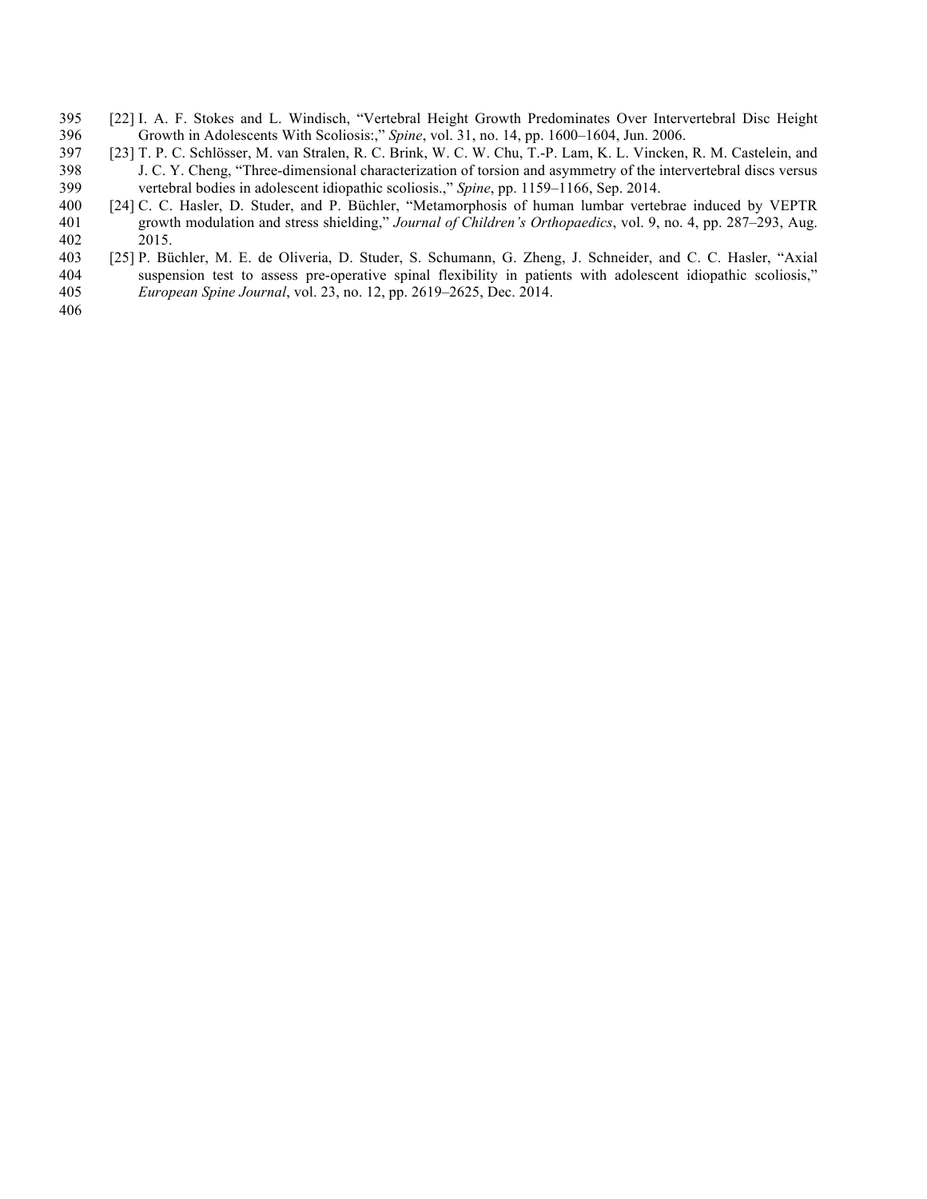[22] I. A. F. Stokes and L. Windisch, "Vertebral Height Growth Predominates Over Intervertebral Disc Height Growth in Adolescents With Scoliosis:," *Spine*, vol. 31, no. 14, pp. 1600–1604, Jun. 2006.

[23] T. P. C. Schlösser, M. van Stralen, R. C. Brink, W. C. W. Chu, T.-P. Lam, K. L. Vincken, R. M. Castelein, and J. C. Y. Cheng, "Three-dimensional characterization of torsion and asymmetry of the intervertebral discs versus vertebral bodies in adolescent idiopathic scoliosis.," *Spine*, pp. 1159–1166, Sep. 2014.

[24] C. C. Hasler, D. Studer, and P. Büchler, "Metamorphosis of human lumbar vertebrae induced by VEPTR growth modulation and stress shielding," *Journal of Children's Orthopaedics*, vol. 9, no. 4, pp. 287–293, Aug. 2015.

[25] P. Büchler, M. E. de Oliveria, D. Studer, S. Schumann, G. Zheng, J. Schneider, and C. C. Hasler, "Axial suspension test to assess pre-operative spinal flexibility in patients with adolescent idiopathic scoliosis," *European Spine Journal*, vol. 23, no. 12, pp. 2619–2625, Dec. 2014.